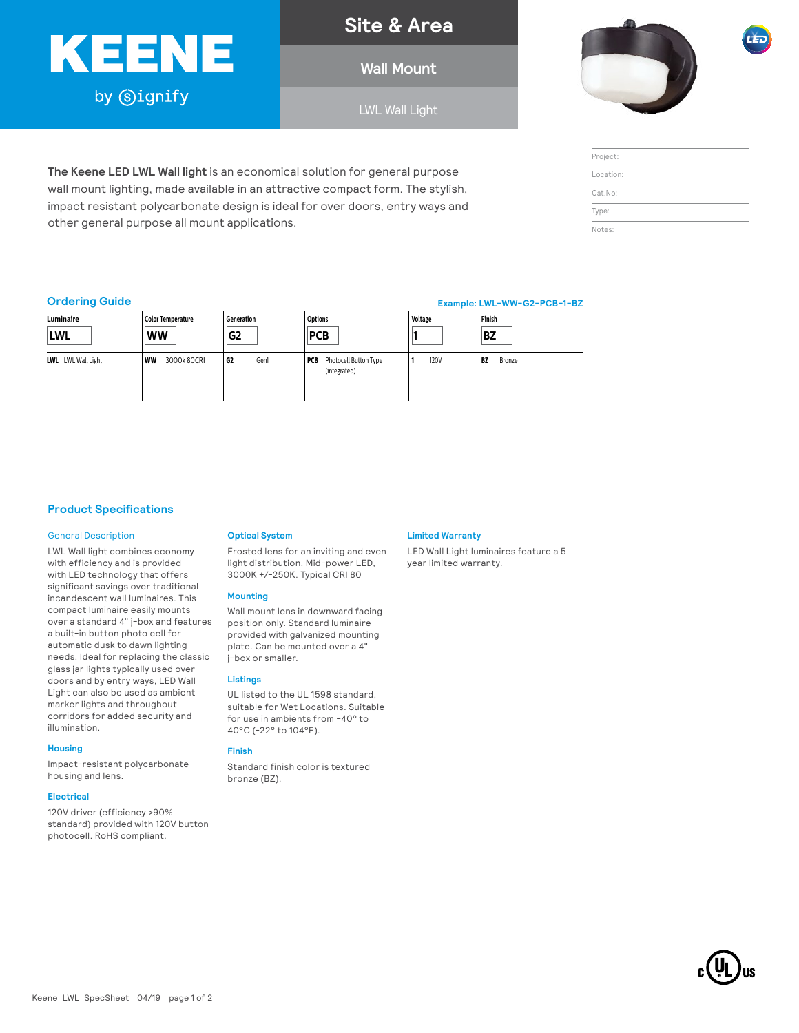# KEENE by Signify

## Site & Area

### Wall Mount

LWL Wall Light

**The Keene LED LWL Wall light** is an economical solution for general purpose wall mount lighting, made available in an attractive compact form. The stylish, impact resistant polycarbonate design is ideal for over doors, entry ways and other general purpose all mount applications.

| Project: |
|---|
| Location: |
| Cat.No: |
| Type: |
| Notes: |

## Ordering Guide

Example: LWL-WW-G2-PCB-1-BZ

| Luminaire | Color Temperature | Generation | Options | Voltage | Finish |
|---|---|---|---|---|---|
| LWL | WW | G2 | PCB | 1 | BZ |
| **LWL** LWL Wall Light | **WW** 3000k 80CRI | **G2** Gen1 | **PCB** Photocell Button Type (integrated) | **1** 120V | **BZ** Bronze |

## Product Specifications

### General Description

LWL Wall light combines economy with efficiency and is provided with LED technology that offers significant savings over traditional incandescent wall luminaires. This compact luminaire easily mounts over a standard 4" j-box and features a built-in button photo cell for automatic dusk to dawn lighting needs. Ideal for replacing the classic glass jar lights typically used over doors and by entry ways, LED Wall Light can also be used as ambient marker lights and throughout corridors for added security and illumination.

### Housing

Impact-resistant polycarbonate housing and lens.

### Electrical

120V driver (efficiency >90% standard) provided with 120V button photocell. RoHS compliant.

### Optical System

Frosted lens for an inviting and even light distribution. Mid-power LED, 3000K +/-250K. Typical CRI 80

### Mounting

Wall mount lens in downward facing position only. Standard luminaire provided with galvanized mounting plate. Can be mounted over a 4" j-box or smaller.

### Listings

UL listed to the UL 1598 standard, suitable for Wet Locations. Suitable for use in ambients from -40° to 40°C (-22° to 104°F).

### Finish

Standard finish color is textured bronze (BZ).

### Limited Warranty

LED Wall Light luminaires feature a 5 year limited warranty.

Keene_LWL_SpecSheet 04/19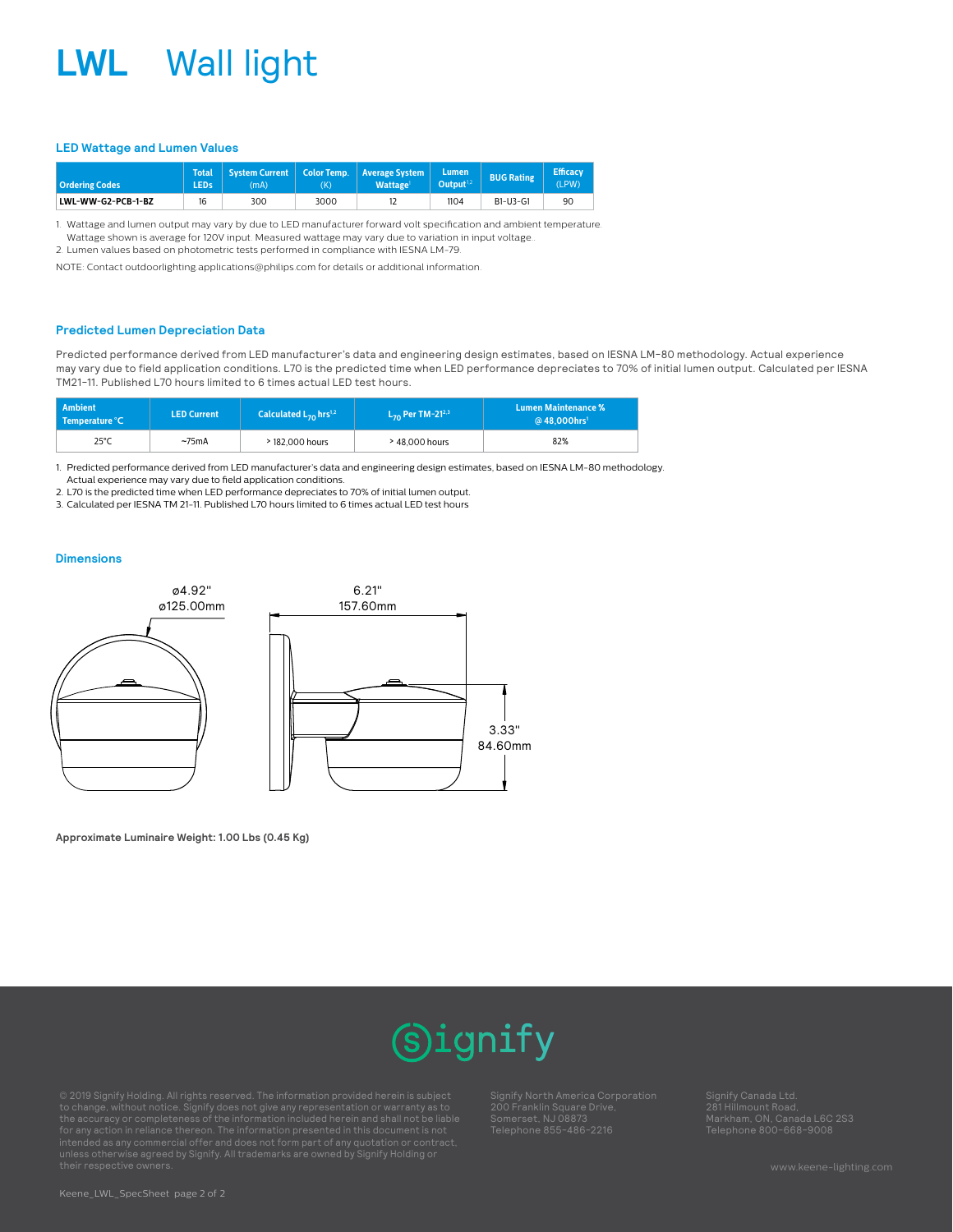# LWL Wall light

## LED Wattage and Lumen Values

| Ordering Codes | Total LEDs | System Current (mA) | Color Temp. (K) | Average System Wattage[1] | Lumen Output[1,2] | BUG Rating | Efficacy (LPW) |
|---|---|---|---|---|---|---|---|
| LWL-WW-G2-PCB-1-BZ | 16 | 300 | 3000 | 12 | 1104 | B1-U3-G1 | 90 |

1. Wattage and lumen output may vary by due to LED manufacturer forward volt specification and ambient temperature. Wattage shown is average for 120V input. Measured wattage may vary due to variation in input voltage..
2. Lumen values based on photometric tests performed in compliance with IESNA LM-79.

NOTE: Contact outdoorlighting.applications@philips.com for details or additional information.

## Predicted Lumen Depreciation Data

Predicted performance derived from LED manufacturer's data and engineering design estimates, based on IESNA LM-80 methodology. Actual experience may vary due to field application conditions. L70 is the predicted time when LED performance depreciates to 70% of initial lumen output. Calculated per IESNA TM21-11. Published L70 hours limited to 6 times actual LED test hours.

| Ambient Temperature °C | LED Current | Calculated $L_{70}$ hrs[1,2] | $L_{70}$ Per TM-21[2,3] | Lumen Maintenance % @ 48,000hrs[1] |
|---|---|---|---|---|
| 25°C | ~75mA | > 182,000 hours | > 48,000 hours | 82% |

1. Predicted performance derived from LED manufacturer's data and engineering design estimates, based on IESNA LM-80 methodology. Actual experience may vary due to field application conditions.
2. L70 is the predicted time when LED performance depreciates to 70% of initial lumen output.
3. Calculated per IESNA TM 21-11. Published L70 hours limited to 6 times actual LED test hours

## Dimensions

ø4.92"
ø125.00mm

6.21"
157.60mm

3.33"
84.60mm

**Approximate Luminaire Weight: 1.00 Lbs (0.45 Kg)**

signify

© 2019 Signify Holding. All rights reserved. The information provided herein is subject to change, without notice. Signify does not give any representation or warranty as to the accuracy or completeness of the information included herein and shall not be liable for any action in reliance thereon. The information presented in this document is not intended as any commercial offer and does not form part of any quotation or contract, unless otherwise agreed by Signify. All trademarks are owned by Signify Holding or their respective owners.

Signify North America Corporation
200 Franklin Square Drive,
Somerset, NJ 08873
Telephone 855-486-2216

Signify Canada Ltd.
281 Hillmount Road,
Markham, ON, Canada L6C 2S3
Telephone 800-668-9008

www.keene-lighting.com

Keene_LWL_SpecSheet